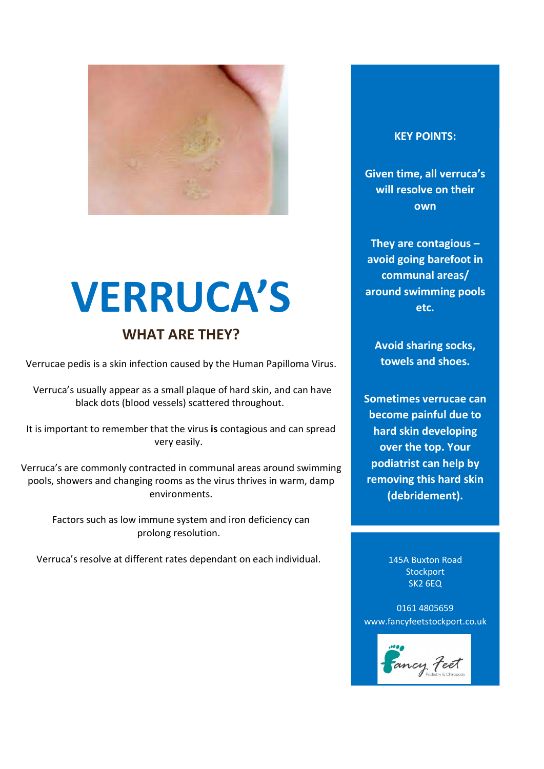# VERRUCA'S

## WHAT ARE THEY?

Verrucae pedis is a skin infection caused by the Human Papilloma Virus.

Verruca's usually appear as a small plaque of hard skin, and can have black dots (blood vessels) scattered throughout.

It is important to remember that the virus **is** contagious and can spread very easily.

Verruca's are commonly contracted in communal areas around swimming pools, showers and changing rooms as the virus thrives in warm, damp environments.

Factors such as low immune system and iron deficiency can prolong resolution.

Verruca's resolve at different rates dependant on each individual.

**KEY POINTS:**

**Given time, all verruca's will resolve on their own**

**They are contagious – avoid going barefoot in communal areas/ around swimming pools etc.**

**Avoid sharing socks, towels and shoes.**

**Sometimes verrucae can become painful due to hard skin developing over the top. Your podiatrist can help by removing this hard skin (debridement).**

145A Buxton Road
Stockport
SK2 6EQ

0161 4805659
www.fancyfeetstockport.co.uk

Fancy Feet
Podiatry & Chiropody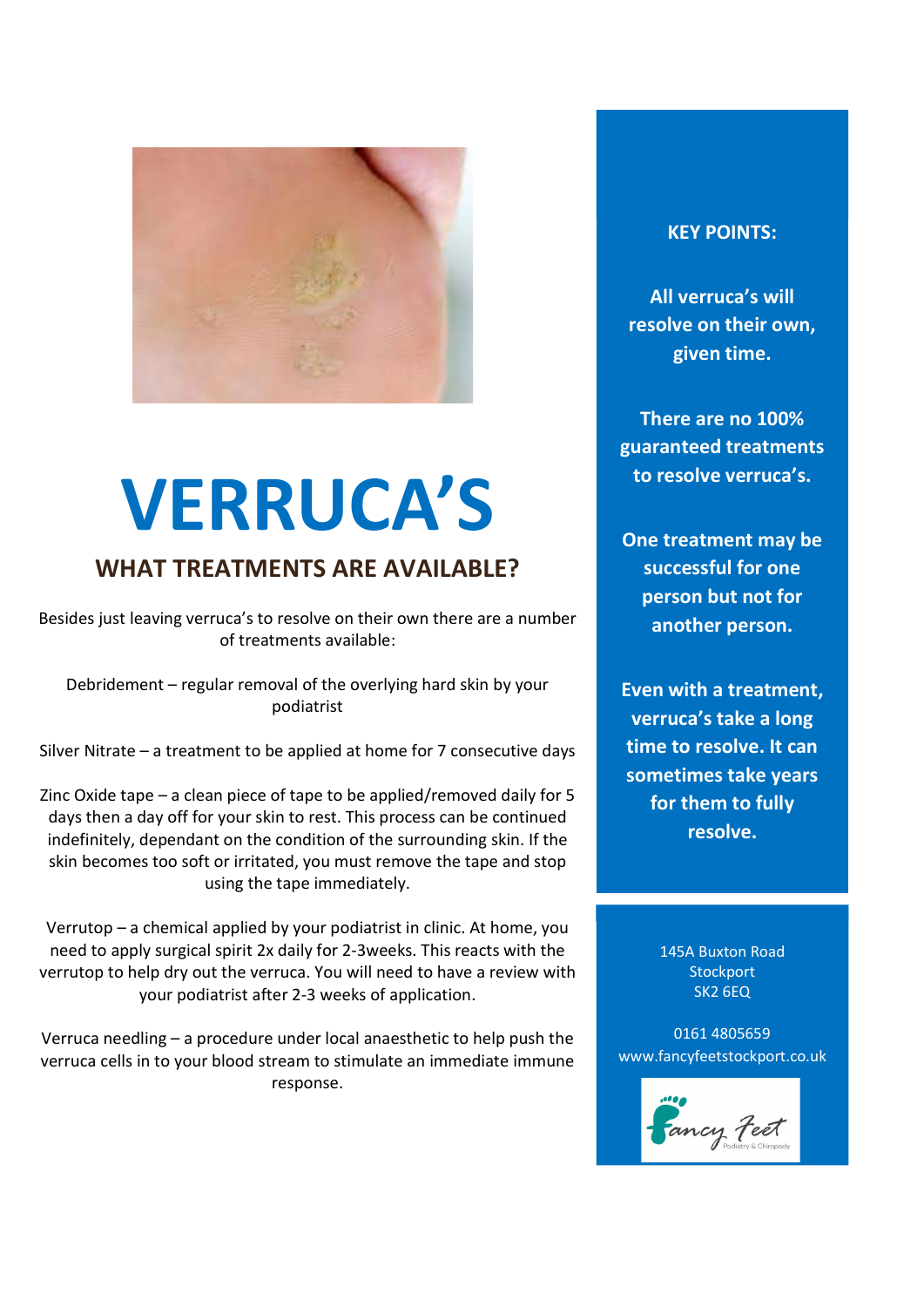# VERRUCA'S

## WHAT TREATMENTS ARE AVAILABLE?

Besides just leaving verruca's to resolve on their own there are a number of treatments available:

Debridement – regular removal of the overlying hard skin by your podiatrist

Silver Nitrate – a treatment to be applied at home for 7 consecutive days

Zinc Oxide tape – a clean piece of tape to be applied/removed daily for 5 days then a day off for your skin to rest. This process can be continued indefinitely, dependant on the condition of the surrounding skin. If the skin becomes too soft or irritated, you must remove the tape and stop using the tape immediately.

Verrutop – a chemical applied by your podiatrist in clinic. At home, you need to apply surgical spirit 2x daily for 2-3weeks. This reacts with the verrutop to help dry out the verruca. You will need to have a review with your podiatrist after 2-3 weeks of application.

Verruca needling – a procedure under local anaesthetic to help push the verruca cells in to your blood stream to stimulate an immediate immune response.

**KEY POINTS:**

**All verruca's will resolve on their own, given time.**

**There are no 100% guaranteed treatments to resolve verruca's.**

**One treatment may be successful for one person but not for another person.**

**Even with a treatment, verruca's take a long time to resolve. It can sometimes take years for them to fully resolve.**

145A Buxton Road
Stockport
SK2 6EQ

0161 4805659
www.fancyfeetstockport.co.uk

Fancy Feet
Podiatry & Chiropody